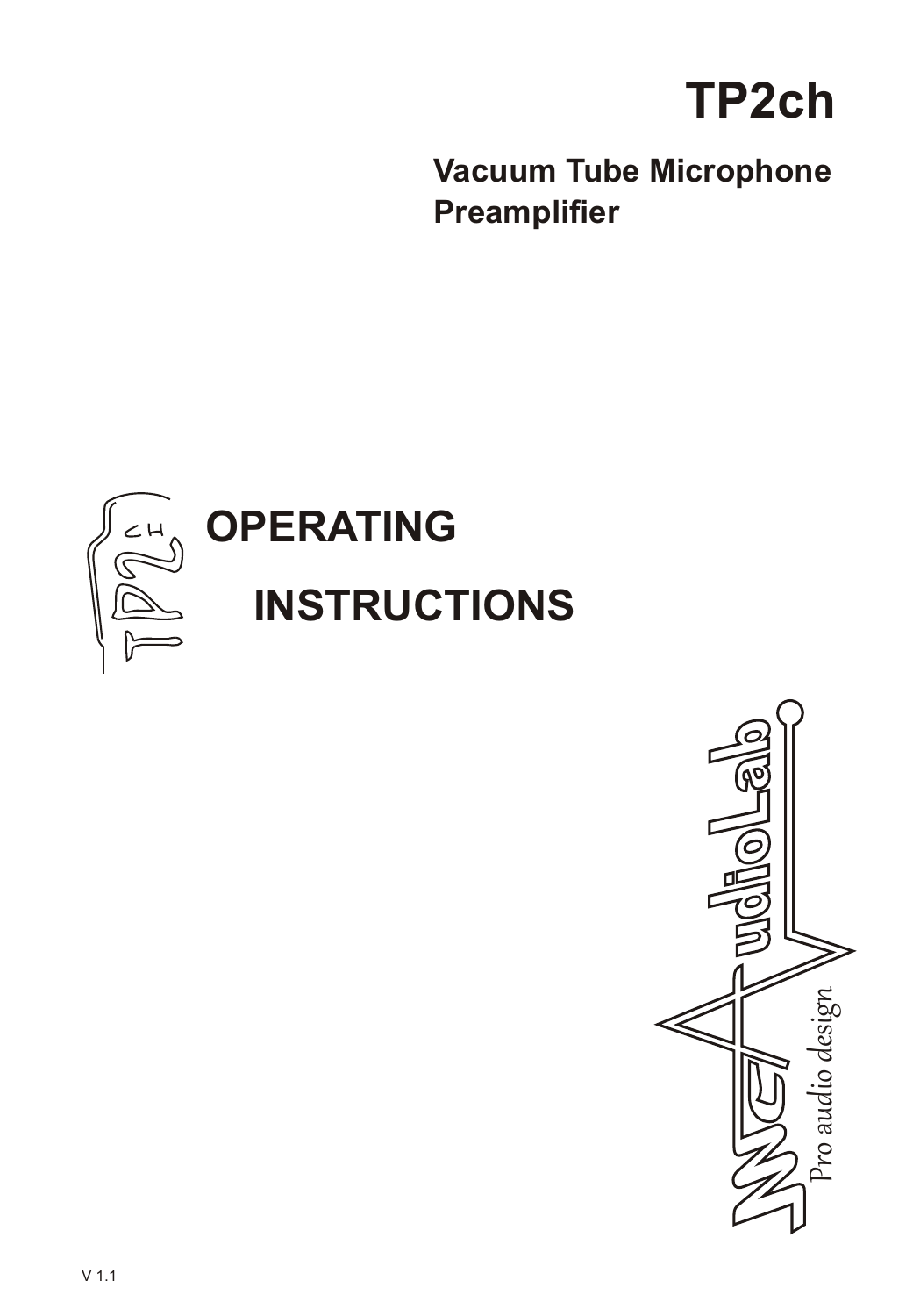# TP2ch

**Vacuum Tube Microphone Preamplifier**

# OPERATING INSTRUCTIONS

V 1.1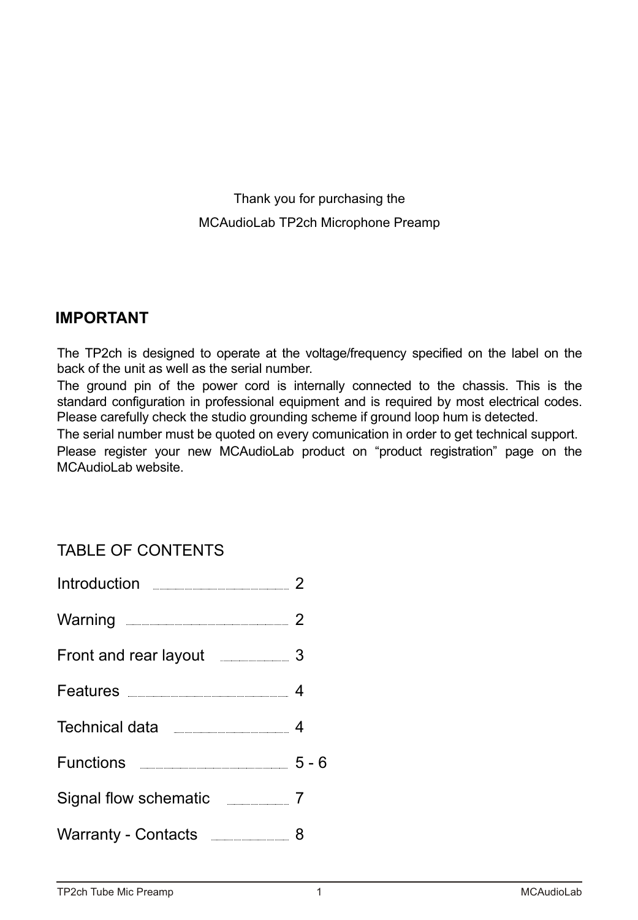Thank you for purchasing the

MCAudioLab TP2ch Microphone Preamp

## IMPORTANT

The TP2ch is designed to operate at the voltage/frequency specified on the label on the back of the unit as well as the serial number.

The ground pin of the power cord is internally connected to the chassis. This is the standard configuration in professional equipment and is required by most electrical codes. Please carefully check the studio grounding scheme if ground loop hum is detected.

The serial number must be quoted on every comunication in order to get technical support.

Please register your new MCAudioLab product on "product registration" page on the MCAudioLab website.

## TABLE OF CONTENTS

| | |
|---|---|
| Introduction | 2 |
| Warning | 2 |
| Front and rear layout | 3 |
| Features | 4 |
| Technical data | 4 |
| Functions | 5 - 6 |
| Signal flow schematic | 7 |
| Warranty - Contacts | 8 |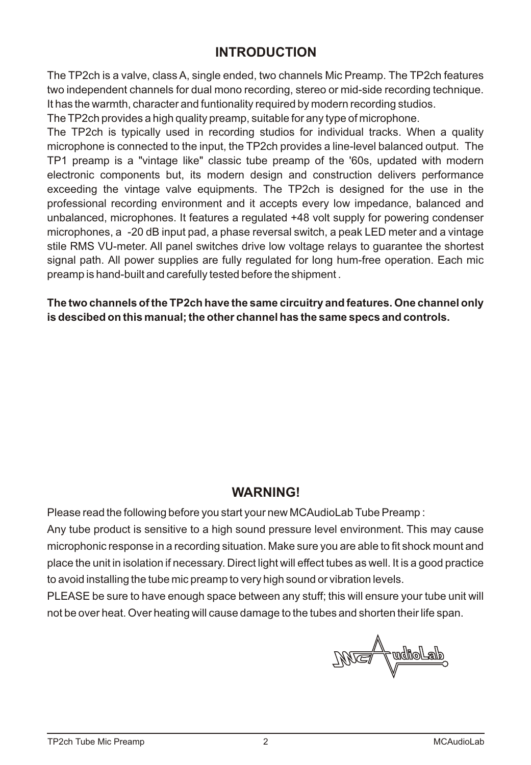## INTRODUCTION

The TP2ch is a valve, class A, single ended, two channels Mic Preamp. The TP2ch features two independent channels for dual mono recording, stereo or mid-side recording technique. It has the warmth, character and funtionality required by modern recording studios.

The TP2ch provides a high quality preamp, suitable for any type of microphone.

The TP2ch is typically used in recording studios for individual tracks. When a quality microphone is connected to the input, the TP2ch provides a line-level balanced output. The TP1 preamp is a "vintage like" classic tube preamp of the '60s, updated with modern electronic components but, its modern design and construction delivers performance exceeding the vintage valve equipments. The TP2ch is designed for the use in the professional recording environment and it accepts every low impedance, balanced and unbalanced, microphones. It features a regulated +48 volt supply for powering condenser microphones, a -20 dB input pad, a phase reversal switch, a peak LED meter and a vintage stile RMS VU-meter. All panel switches drive low voltage relays to guarantee the shortest signal path. All power supplies are fully regulated for long hum-free operation. Each mic preamp is hand-built and carefully tested before the shipment .

**The two channels of the TP2ch have the same circuitry and features. One channel only is descibed on this manual; the other channel has the same specs and controls.**

## WARNING!

Please read the following before you start your new MCAudioLab Tube Preamp :

Any tube product is sensitive to a high sound pressure level environment. This may cause microphonic response in a recording situation. Make sure you are able to fit shock mount and place the unit in isolation if necessary. Direct light will effect tubes as well. It is a good practice to avoid installing the tube mic preamp to very high sound or vibration levels.

PLEASE be sure to have enough space between any stuff; this will ensure your tube unit will not be over heat. Over heating will cause damage to the tubes and shorten their life span.

MCAudioLab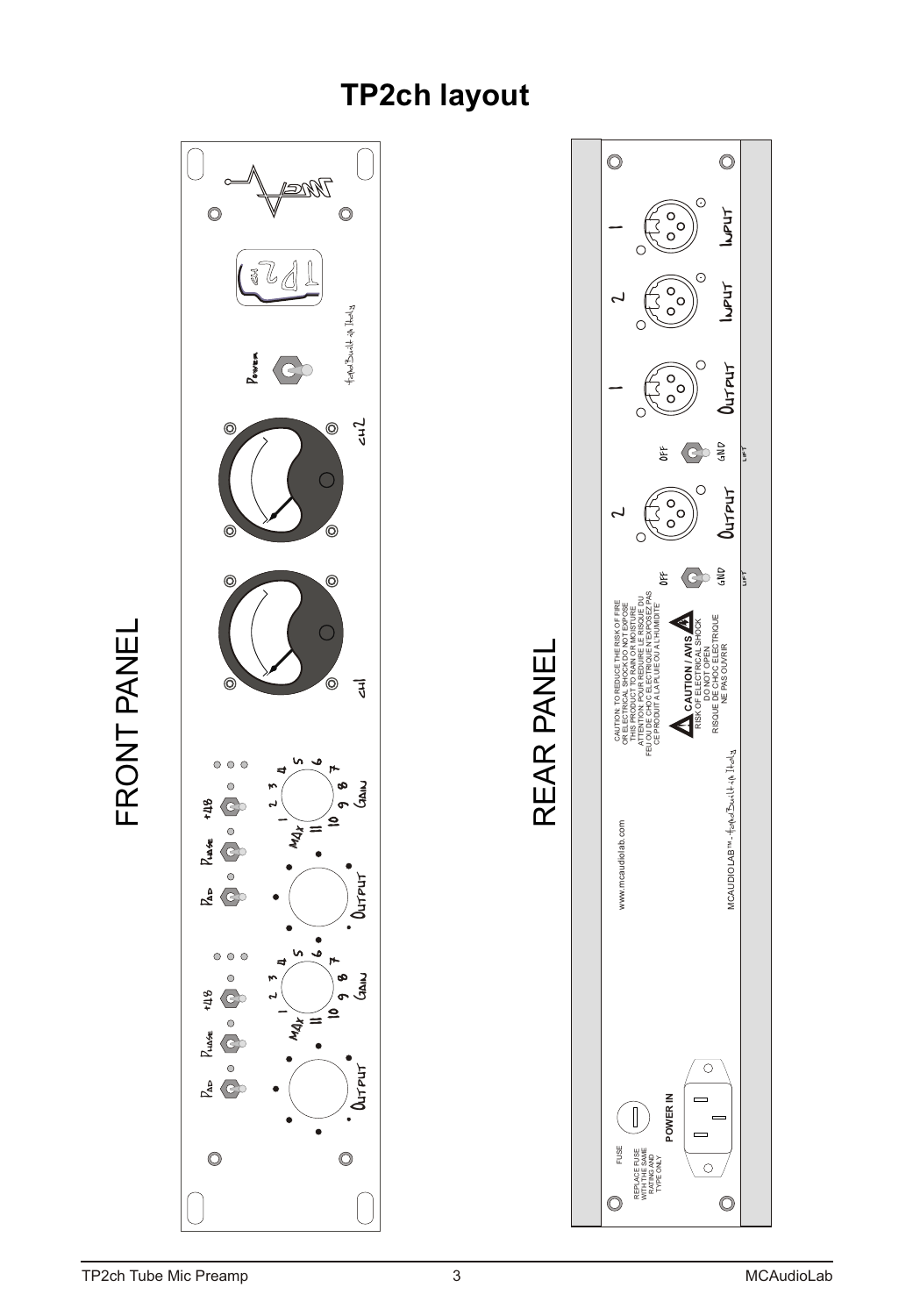# TP2ch layout

FRONT PANEL

REAR PANEL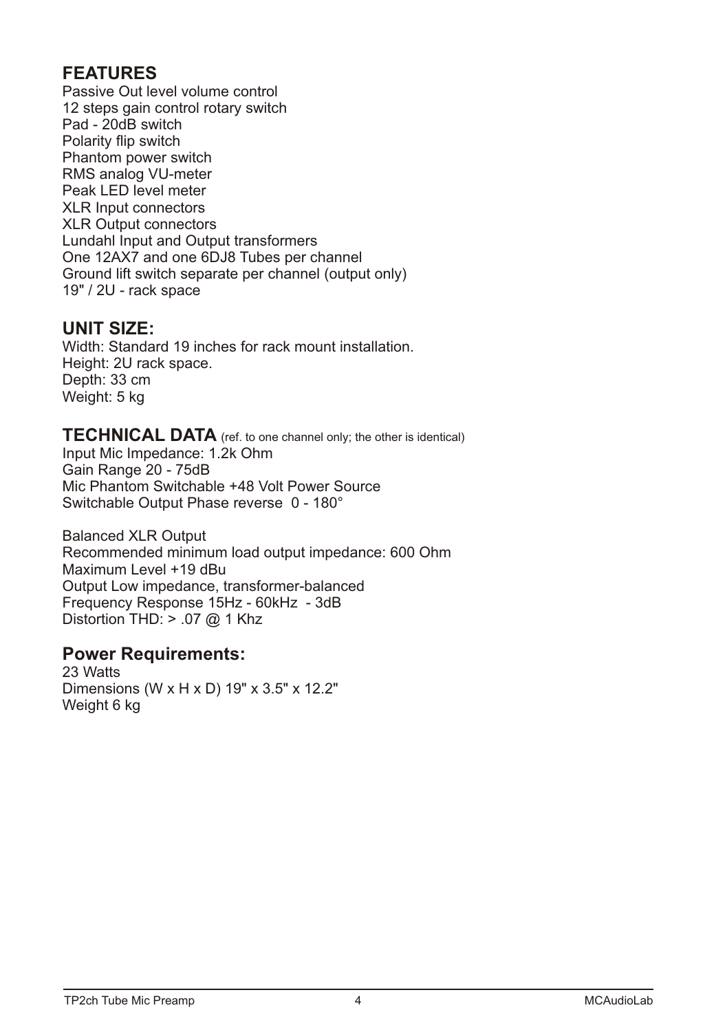## FEATURES

Passive Out level volume control
12 steps gain control rotary switch
Pad - 20dB switch
Polarity flip switch
Phantom power switch
RMS analog VU-meter
Peak LED level meter
XLR Input connectors
XLR Output connectors
Lundahl Input and Output transformers
One 12AX7 and one 6DJ8 Tubes per channel
Ground lift switch separate per channel (output only)
19" / 2U - rack space

## UNIT SIZE:

Width: Standard 19 inches for rack mount installation.
Height: 2U rack space.
Depth: 33 cm
Weight: 5 kg

## TECHNICAL DATA (ref. to one channel only; the other is identical)

Input Mic Impedance: 1.2k Ohm
Gain Range 20 - 75dB
Mic Phantom Switchable +48 Volt Power Source
Switchable Output Phase reverse 0 - 180°

Balanced XLR Output
Recommended minimum load output impedance: 600 Ohm
Maximum Level +19 dBu
Output Low impedance, transformer-balanced
Frequency Response 15Hz - 60kHz - 3dB
Distortion THD: > .07 @ 1 Khz

## Power Requirements:

23 Watts
Dimensions (W x H x D) 19" x 3.5" x 12.2"
Weight 6 kg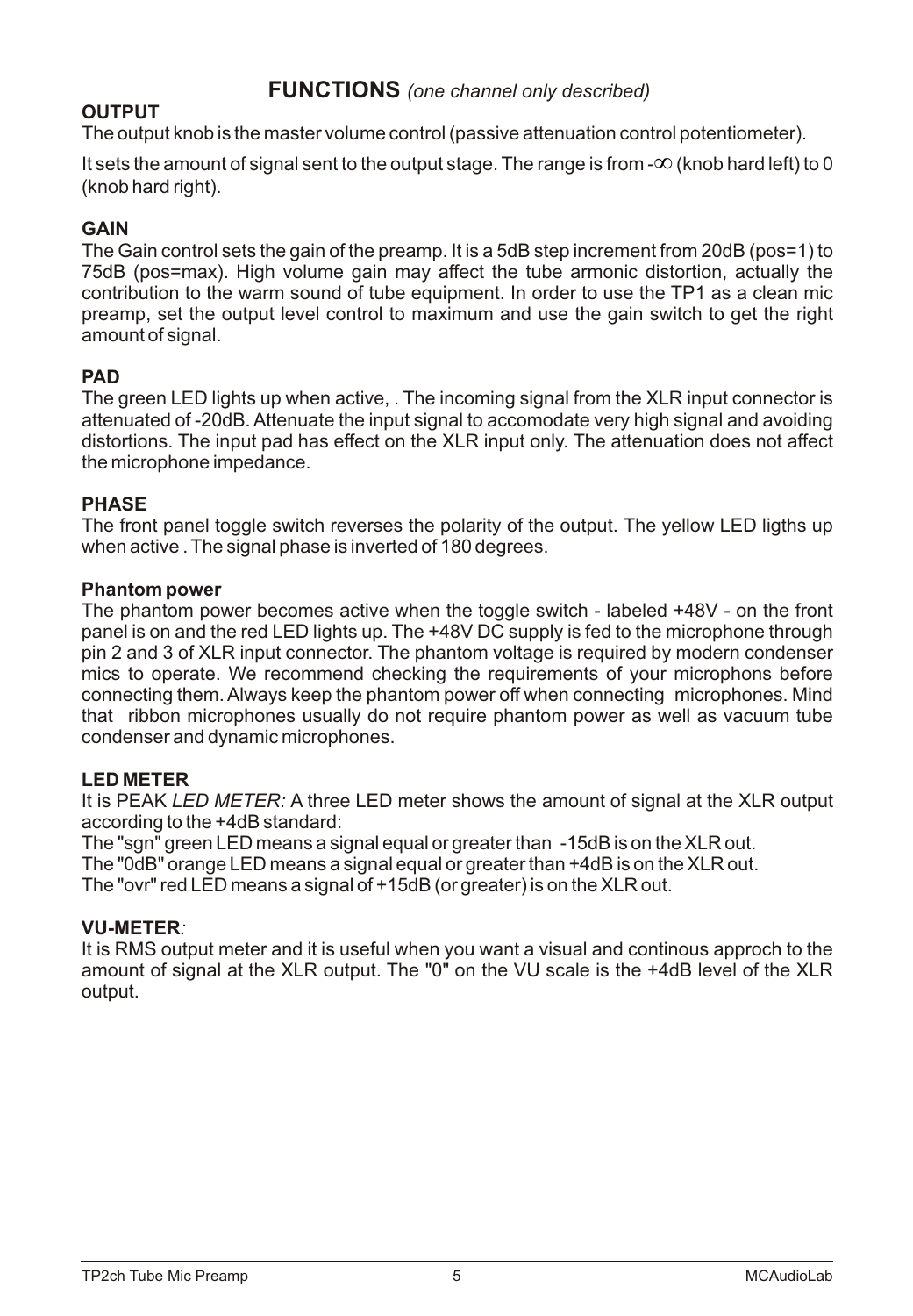## **FUNCTIONS** *(one channel only described)*

**OUTPUT**

The output knob is the master volume control (passive attenuation control potentiometer).

It sets the amount of signal sent to the output stage. The range is from -∞ (knob hard left) to 0 (knob hard right).

**GAIN**

The Gain control sets the gain of the preamp. It is a 5dB step increment from 20dB (pos=1) to 75dB (pos=max). High volume gain may affect the tube armonic distortion, actually the contribution to the warm sound of tube equipment. In order to use the TP1 as a clean mic preamp, set the output level control to maximum and use the gain switch to get the right amount of signal.

**PAD**

The green LED lights up when active, . The incoming signal from the XLR input connector is attenuated of -20dB. Attenuate the input signal to accomodate very high signal and avoiding distortions. The input pad has effect on the XLR input only. The attenuation does not affect the microphone impedance.

**PHASE**

The front panel toggle switch reverses the polarity of the output. The yellow LED ligths up when active . The signal phase is inverted of 180 degrees.

**Phantom power**

The phantom power becomes active when the toggle switch - labeled +48V - on the front panel is on and the red LED lights up. The +48V DC supply is fed to the microphone through pin 2 and 3 of XLR input connector. The phantom voltage is required by modern condenser mics to operate. We recommend checking the requirements of your microphons before connecting them. Always keep the phantom power off when connecting microphones. Mind that ribbon microphones usually do not require phantom power as well as vacuum tube condenser and dynamic microphones.

**LED METER**

It is PEAK *LED METER:* A three LED meter shows the amount of signal at the XLR output according to the +4dB standard:

The "sgn" green LED means a signal equal or greater than -15dB is on the XLR out.
The "0dB" orange LED means a signal equal or greater than +4dB is on the XLR out.
The "ovr" red LED means a signal of +15dB (or greater) is on the XLR out.

**VU-METER***:*

It is RMS output meter and it is useful when you want a visual and continous approch to the amount of signal at the XLR output. The "0" on the VU scale is the +4dB level of the XLR output.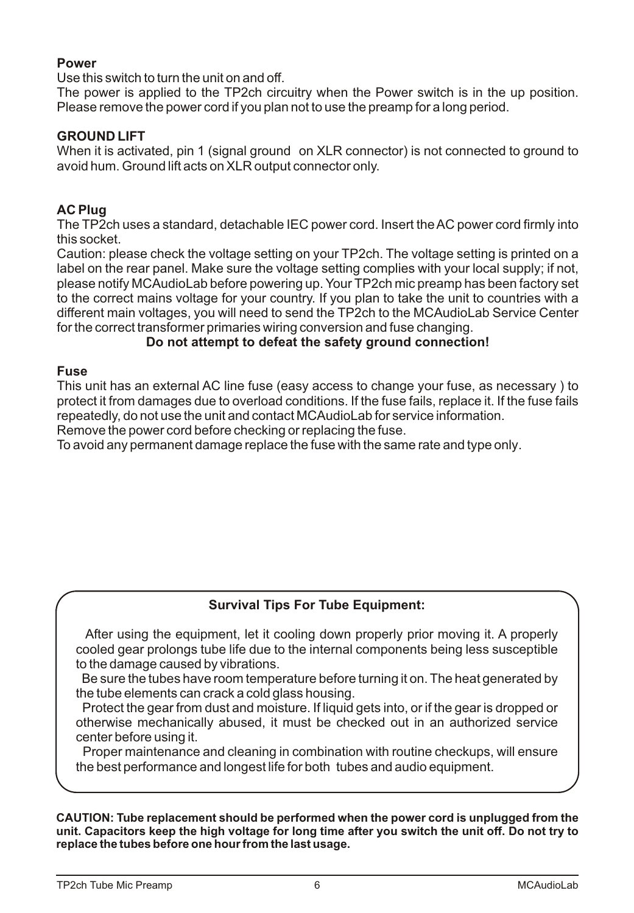**Power**

Use this switch to turn the unit on and off.

The power is applied to the TP2ch circuitry when the Power switch is in the up position. Please remove the power cord if you plan not to use the preamp for a long period.

**GROUND LIFT**

When it is activated, pin 1 (signal ground on XLR connector) is not connected to ground to avoid hum. Ground lift acts on XLR output connector only.

**AC Plug**

The TP2ch uses a standard, detachable IEC power cord. Insert the AC power cord firmly into this socket.

Caution: please check the voltage setting on your TP2ch. The voltage setting is printed on a label on the rear panel. Make sure the voltage setting complies with your local supply; if not, please notify MCAudioLab before powering up. Your TP2ch mic preamp has been factory set to the correct mains voltage for your country. If you plan to take the unit to countries with a different main voltages, you will need to send the TP2ch to the MCAudioLab Service Center for the correct transformer primaries wiring conversion and fuse changing.

**Do not attempt to defeat the safety ground connection!**

**Fuse**

This unit has an external AC line fuse (easy access to change your fuse, as necessary ) to protect it from damages due to overload conditions. If the fuse fails, replace it. If the fuse fails repeatedly, do not use the unit and contact MCAudioLab for service information.

Remove the power cord before checking or replacing the fuse.

To avoid any permanent damage replace the fuse with the same rate and type only.

**Survival Tips For Tube Equipment:**

After using the equipment, let it cooling down properly prior moving it. A properly cooled gear prolongs tube life due to the internal components being less susceptible to the damage caused by vibrations.

Be sure the tubes have room temperature before turning it on. The heat generated by the tube elements can crack a cold glass housing.

Protect the gear from dust and moisture. If liquid gets into, or if the gear is dropped or otherwise mechanically abused, it must be checked out in an authorized service center before using it.

Proper maintenance and cleaning in combination with routine checkups, will ensure the best performance and longest life for both tubes and audio equipment.

**CAUTION: Tube replacement should be performed when the power cord is unplugged from the unit. Capacitors keep the high voltage for long time after you switch the unit off. Do not try to replace the tubes before one hour from the last usage.**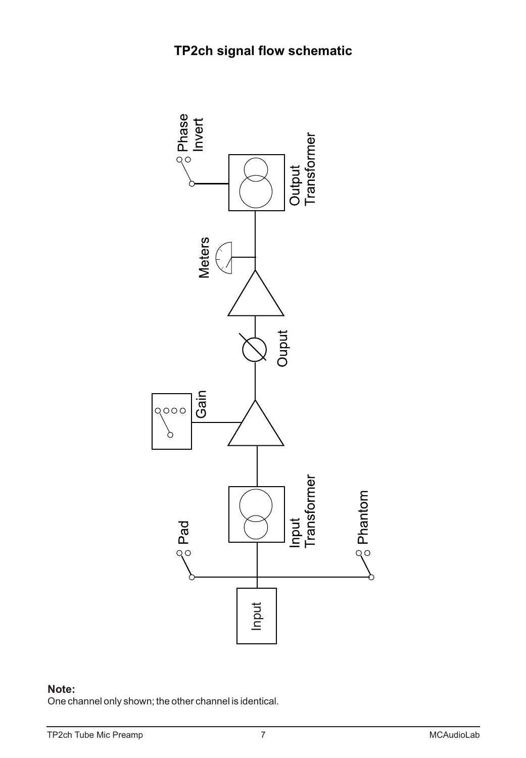# TP2ch signal flow schematic

**Note:**
One channel only shown; the other channel is identical.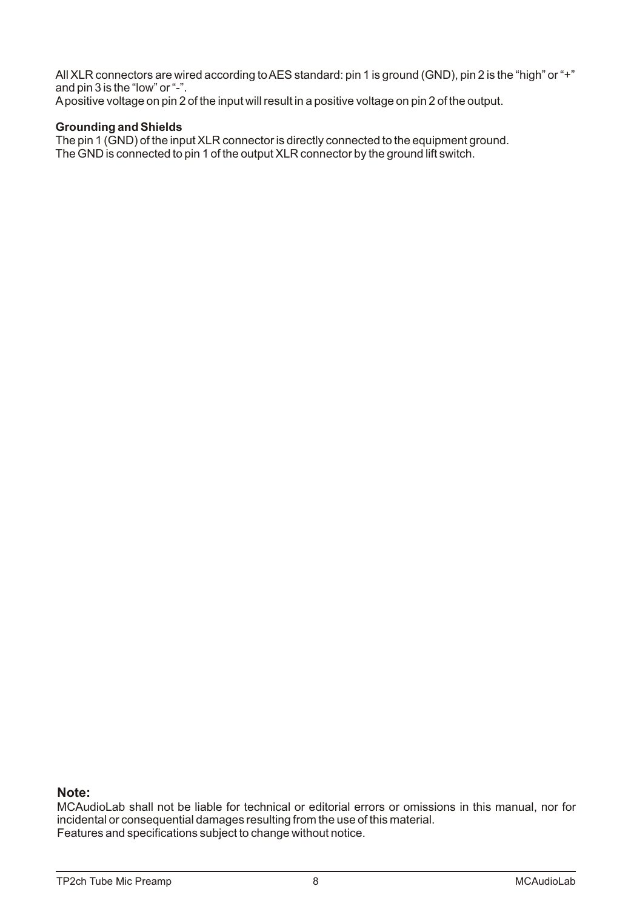All XLR connectors are wired according to AES standard: pin 1 is ground (GND), pin 2 is the "high" or "+" and pin 3 is the "low" or "-".
A positive voltage on pin 2 of the input will result in a positive voltage on pin 2 of the output.

**Grounding and Shields**
The pin 1 (GND) of the input XLR connector is directly connected to the equipment ground.
The GND is connected to pin 1 of the output XLR connector by the ground lift switch.

**Note:**
MCAudioLab shall not be liable for technical or editorial errors or omissions in this manual, nor for incidental or consequential damages resulting from the use of this material.
Features and specifications subject to change without notice.